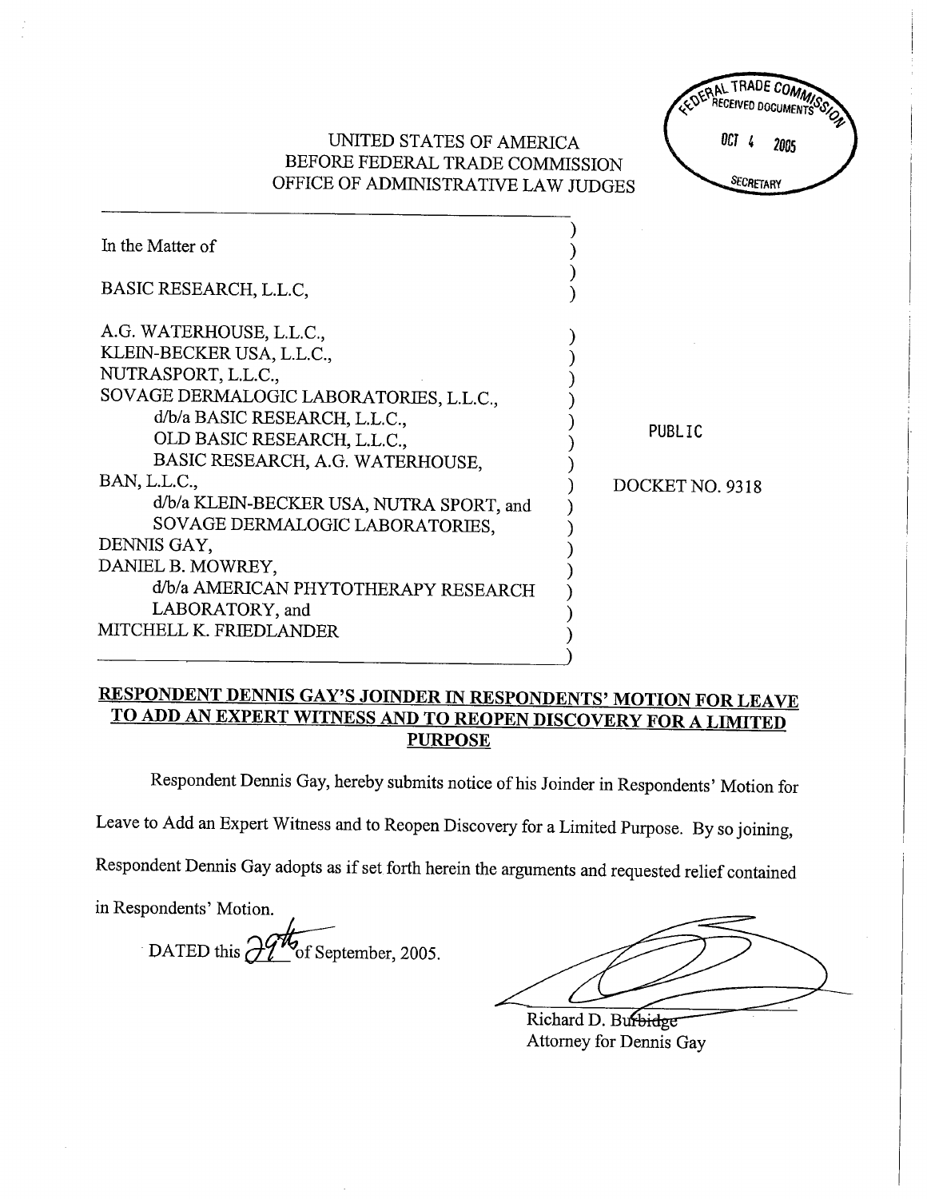FEDERAL TRADE COMMISSION
RECEIVED DOCUMENTS
OCT 4 2005
SECRETARY

UNITED STATES OF AMERICA
BEFORE FEDERAL TRADE COMMISSION
OFFICE OF ADMINISTRATIVE LAW JUDGES

| | |
|---|---|
| In the Matter of<br><br>BASIC RESEARCH, L.L.C,<br><br>A.G. WATERHOUSE, L.L.C.,<br>KLEIN-BECKER USA, L.L.C.,<br>NUTRASPORT, L.L.C.,<br>SOVAGE DERMALOGIC LABORATORIES, L.L.C.,<br>d/b/a BASIC RESEARCH, L.L.C.,<br>OLD BASIC RESEARCH, L.L.C.,<br>BASIC RESEARCH, A.G. WATERHOUSE,<br>BAN, L.L.C.,<br>d/b/a KLEIN-BECKER USA, NUTRA SPORT, and<br>SOVAGE DERMALOGIC LABORATORIES,<br>DENNIS GAY,<br>DANIEL B. MOWREY,<br>d/b/a AMERICAN PHYTOTHERAPY RESEARCH<br>LABORATORY, and<br>MITCHELL K. FRIEDLANDER | PUBLIC<br><br>DOCKET NO. 9318 |

**RESPONDENT DENNIS GAY'S JOINDER IN RESPONDENTS' MOTION FOR LEAVE TO ADD AN EXPERT WITNESS AND TO REOPEN DISCOVERY FOR A LIMITED PURPOSE**

Respondent Dennis Gay, hereby submits notice of his Joinder in Respondents' Motion for Leave to Add an Expert Witness and to Reopen Discovery for a Limited Purpose. By so joining, Respondent Dennis Gay adopts as if set forth herein the arguments and requested relief contained in Respondents' Motion.

DATED this 29th of September, 2005.

Richard D. Burbidge
Attorney for Dennis Gay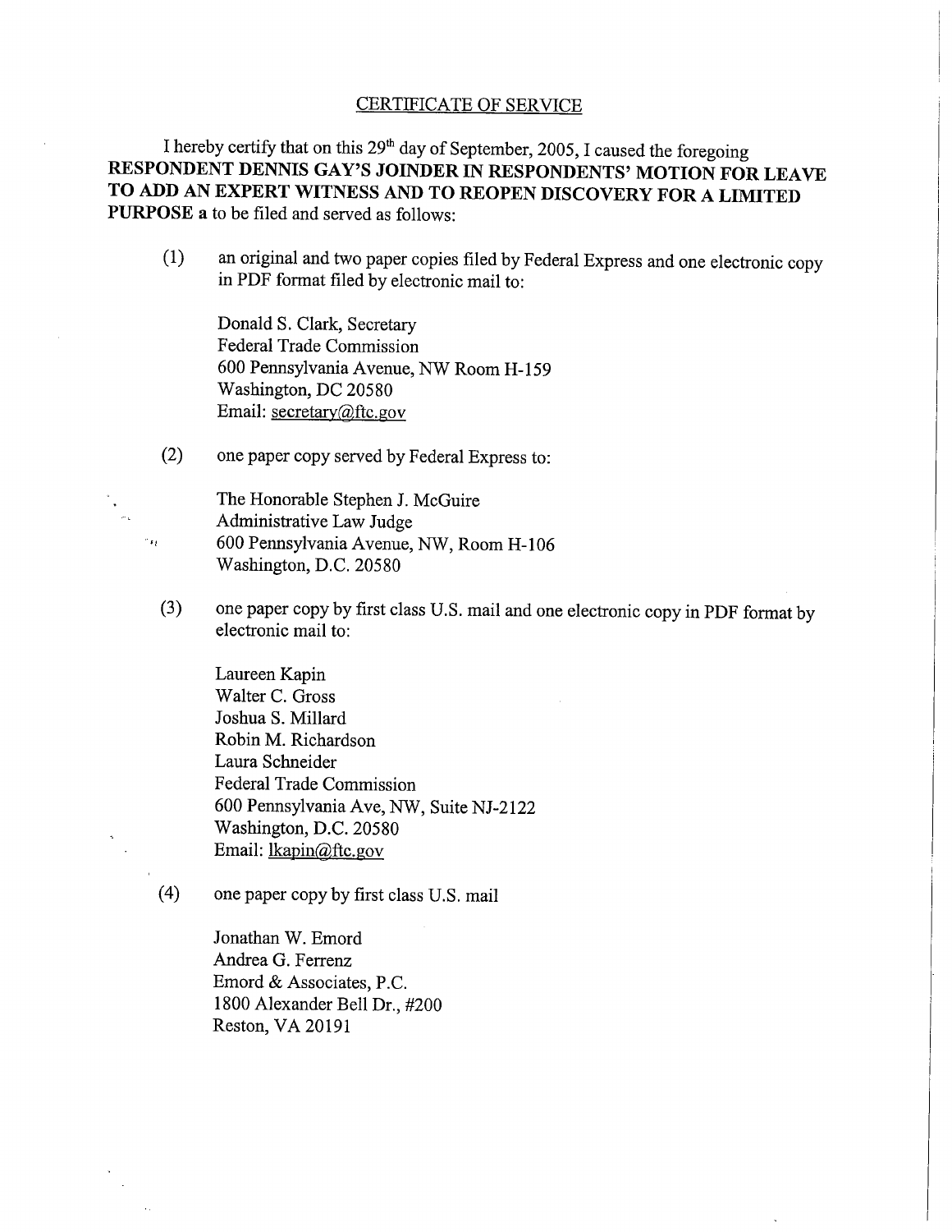CERTIFICATE OF SERVICE

I hereby certify that on this 29th day of September, 2005, I caused the foregoing **RESPONDENT DENNIS GAY'S JOINDER IN RESPONDENTS' MOTION FOR LEAVE TO ADD AN EXPERT WITNESS AND TO REOPEN DISCOVERY FOR A LIMITED PURPOSE a** to be filed and served as follows:

(1) an original and two paper copies filed by Federal Express and one electronic copy in PDF format filed by electronic mail to:

Donald S. Clark, Secretary
Federal Trade Commission
600 Pennsylvania Avenue, NW Room H-159
Washington, DC 20580
Email: secretary@ftc.gov

(2) one paper copy served by Federal Express to:

The Honorable Stephen J. McGuire
Administrative Law Judge
600 Pennsylvania Avenue, NW, Room H-106
Washington, D.C. 20580

(3) one paper copy by first class U.S. mail and one electronic copy in PDF format by electronic mail to:

Laureen Kapin
Walter C. Gross
Joshua S. Millard
Robin M. Richardson
Laura Schneider
Federal Trade Commission
600 Pennsylvania Ave, NW, Suite NJ-2122
Washington, D.C. 20580
Email: lkapin@ftc.gov

(4) one paper copy by first class U.S. mail

Jonathan W. Emord
Andrea G. Ferrenz
Emord & Associates, P.C.
1800 Alexander Bell Dr., #200
Reston, VA 20191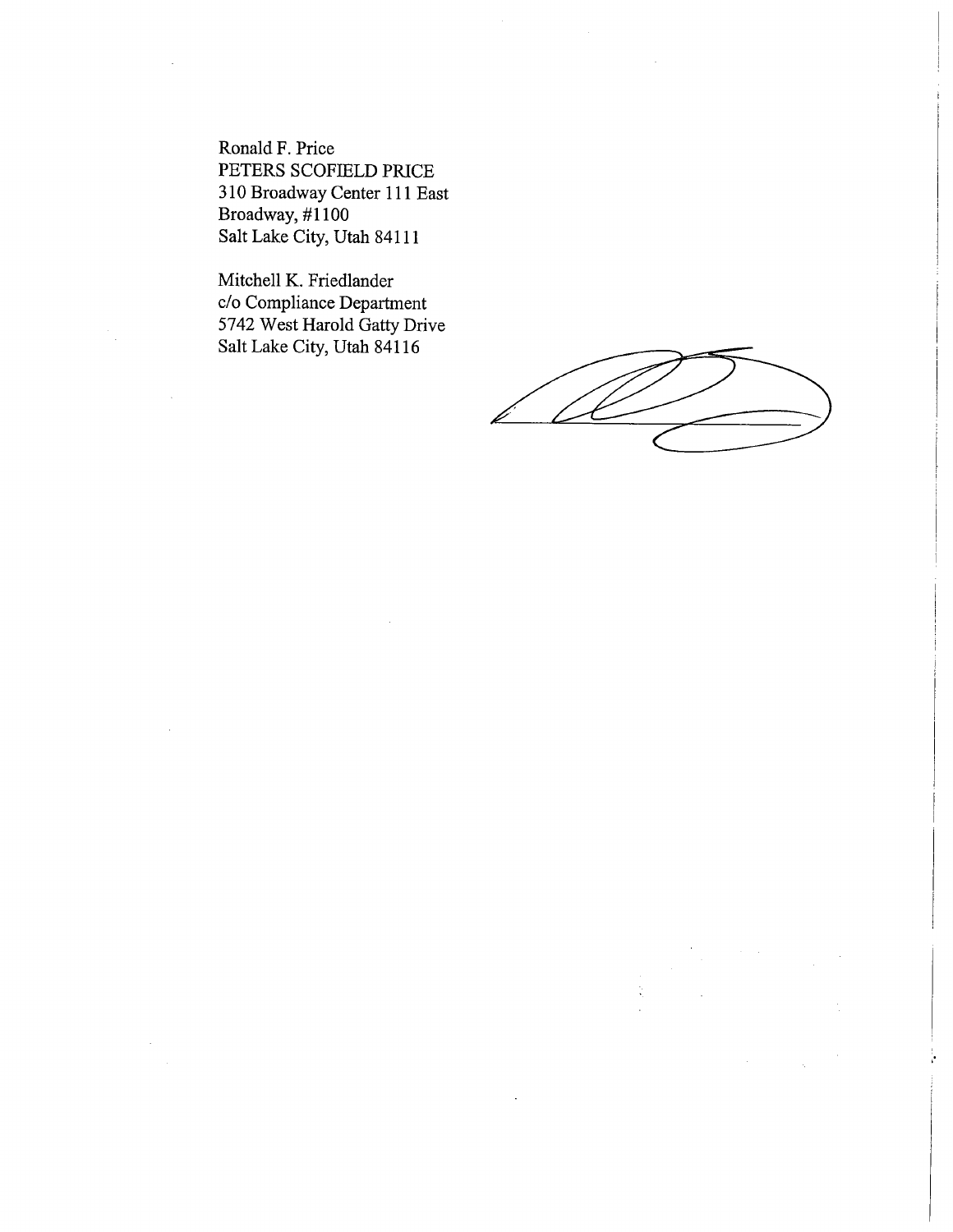Ronald F. Price
PETERS SCOFIELD PRICE
310 Broadway Center 111 East
Broadway, #1100
Salt Lake City, Utah 84111

Mitchell K. Friedlander
c/o Compliance Department
5742 West Harold Gatty Drive
Salt Lake City, Utah 84116